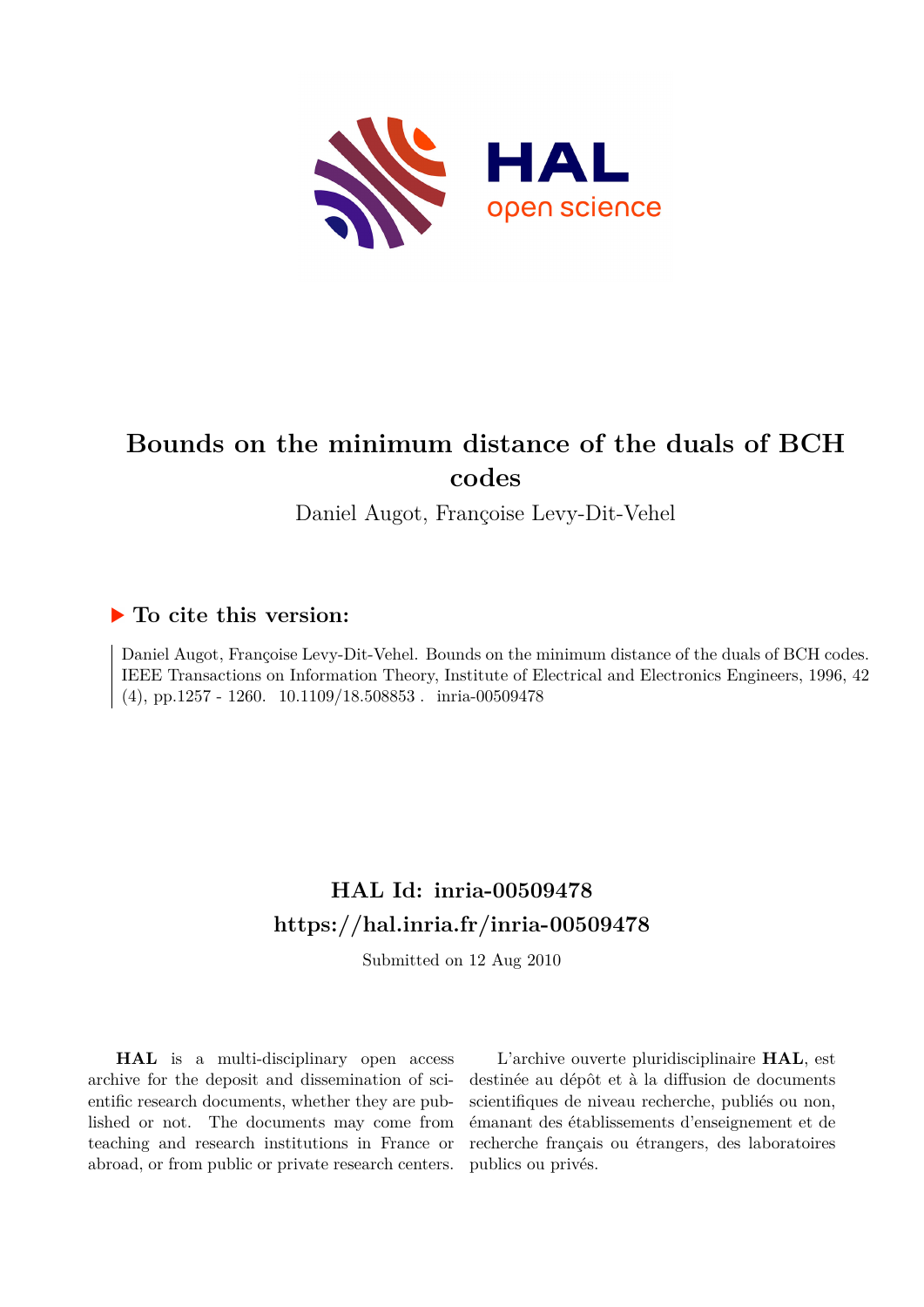# Bounds on the minimum distance of the duals of BCH codes

Daniel Augot, Françoise Levy-Dit-Vehel

## ▶ To cite this version:

Daniel Augot, Françoise Levy-Dit-Vehel. Bounds on the minimum distance of the duals of BCH codes. IEEE Transactions on Information Theory, Institute of Electrical and Electronics Engineers, 1996, 42 (4), pp.1257 - 1260. 10.1109/18.508853 . inria-00509478

## HAL Id: inria-00509478

## https://hal.inria.fr/inria-00509478

Submitted on 12 Aug 2010

**HAL** is a multi-disciplinary open access archive for the deposit and dissemination of scientific research documents, whether they are published or not. The documents may come from teaching and research institutions in France or abroad, or from public or private research centers.

L'archive ouverte pluridisciplinaire **HAL**, est destinée au dépôt et à la diffusion de documents scientifiques de niveau recherche, publiés ou non, émanant des établissements d'enseignement et de recherche français ou étrangers, des laboratoires publics ou privés.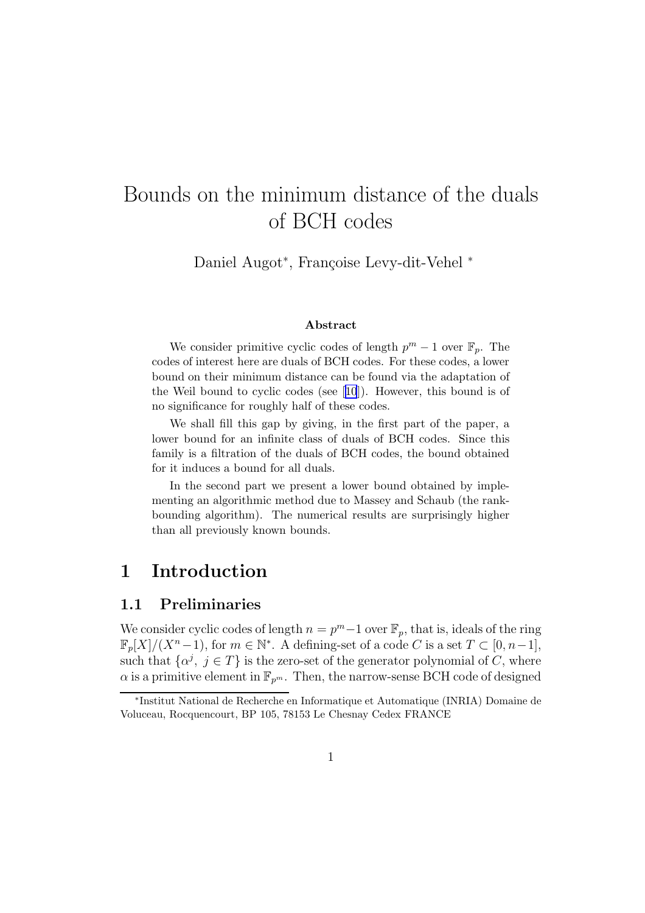# Bounds on the minimum distance of the duals of BCH codes

Daniel Augot*, Françoise Levy-dit-Vehel *

### Abstract

We consider primitive cyclic codes of length $p^m - 1$ over $\mathbb{F}_p$. The codes of interest here are duals of BCH codes. For these codes, a lower bound on their minimum distance can be found via the adaptation of the Weil bound to cyclic codes (see [10]). However, this bound is of no significance for roughly half of these codes.

We shall fill this gap by giving, in the first part of the paper, a lower bound for an infinite class of duals of BCH codes. Since this family is a filtration of the duals of BCH codes, the bound obtained for it induces a bound for all duals.

In the second part we present a lower bound obtained by implementing an algorithmic method due to Massey and Schaub (the rank-bounding algorithm). The numerical results are surprisingly higher than all previously known bounds.

# 1 Introduction

## 1.1 Preliminaries

We consider cyclic codes of length $n = p^m - 1$ over $\mathbb{F}_p$, that is, ideals of the ring $\mathbb{F}_p[X]/(X^n - 1)$, for $m \in \mathbb{N}^*$. A defining-set of a code $C$ is a set $T \subset [0, n-1]$, such that $\{\alpha^j,\ j \in T\}$ is the zero-set of the generator polynomial of $C$, where $\alpha$ is a primitive element in $\mathbb{F}_{p^m}$. Then, the narrow-sense BCH code of designed

*Institut National de Recherche en Informatique et Automatique (INRIA) Domaine de Voluceau, Rocquencourt, BP 105, 78153 Le Chesnay Cedex FRANCE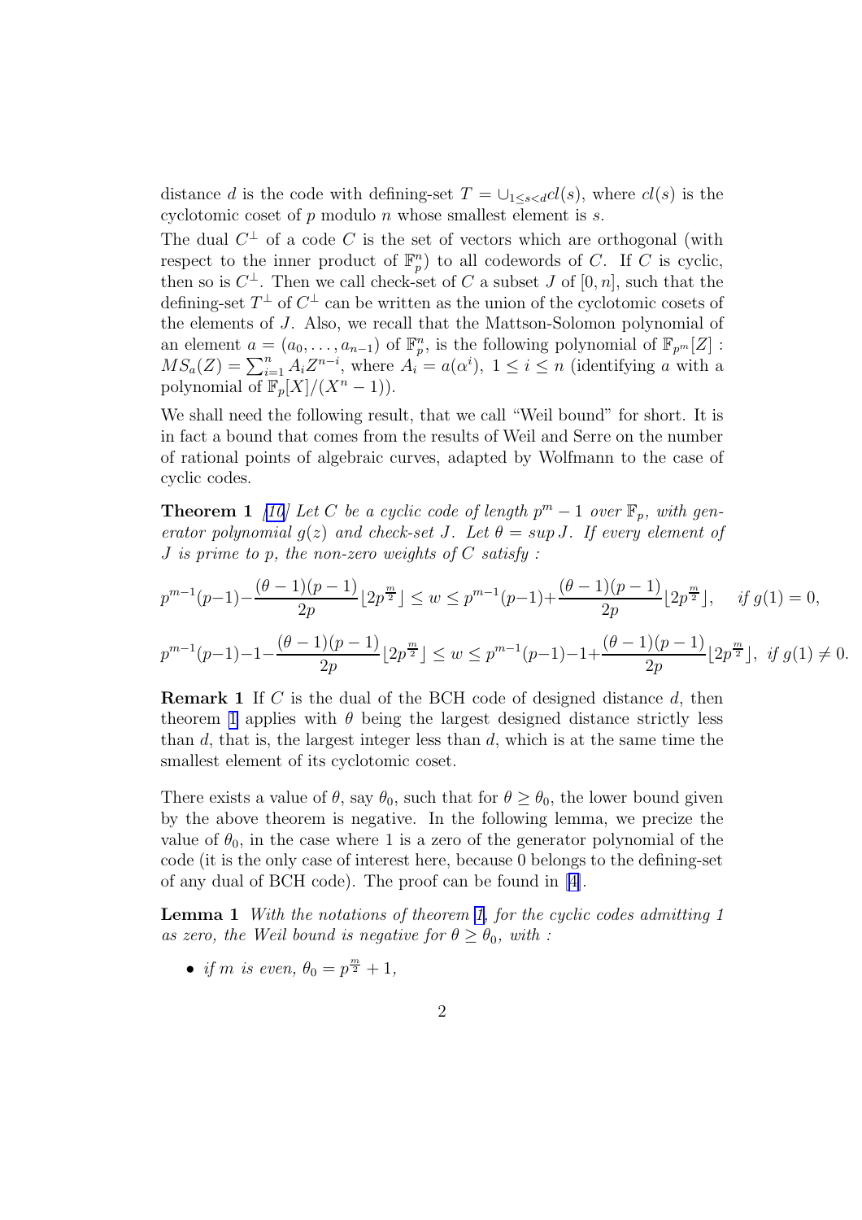distance $d$ is the code with defining-set $T = \cup_{1 \leq s < d} cl(s)$, where $cl(s)$ is the cyclotomic coset of $p$ modulo $n$ whose smallest element is $s$.

The dual $C^{\perp}$ of a code $C$ is the set of vectors which are orthogonal (with respect to the inner product of $\mathbb{F}_p^n$) to all codewords of $C$. If $C$ is cyclic, then so is $C^{\perp}$. Then we call check-set of $C$ a subset $J$ of $[0, n]$, such that the defining-set $T^{\perp}$ of $C^{\perp}$ can be written as the union of the cyclotomic cosets of the elements of $J$. Also, we recall that the Mattson-Solomon polynomial of an element $a = (a_0, \ldots, a_{n-1})$ of $\mathbb{F}_p^n$, is the following polynomial of $\mathbb{F}_{p^m}[Z]$ : $MS_a(Z) = \sum_{i=1}^{n} A_i Z^{n-i}$, where $A_i = a(\alpha^i)$, $1 \leq i \leq n$ (identifying $a$ with a polynomial of $\mathbb{F}_p[X]/(X^n - 1)$).

We shall need the following result, that we call "Weil bound" for short. It is in fact a bound that comes from the results of Weil and Serre on the number of rational points of algebraic curves, adapted by Wolfmann to the case of cyclic codes.

**Theorem 1** *[10] Let $C$ be a cyclic code of length $p^m - 1$ over $\mathbb{F}_p$, with generator polynomial $g(z)$ and check-set $J$. Let $\theta = \sup J$. If every element of $J$ is prime to $p$, the non-zero weights of $C$ satisfy :*

$$p^{m-1}(p-1) - \frac{(\theta-1)(p-1)}{2p} \lfloor 2p^{\frac{m}{2}} \rfloor \leq w \leq p^{m-1}(p-1) + \frac{(\theta-1)(p-1)}{2p} \lfloor 2p^{\frac{m}{2}} \rfloor, \quad \text{if } g(1) = 0,$$

$$p^{m-1}(p-1) - 1 - \frac{(\theta-1)(p-1)}{2p} \lfloor 2p^{\frac{m}{2}} \rfloor \leq w \leq p^{m-1}(p-1) - 1 + \frac{(\theta-1)(p-1)}{2p} \lfloor 2p^{\frac{m}{2}} \rfloor, \text{ if } g(1) \neq 0.$$

**Remark 1** If $C$ is the dual of the BCH code of designed distance $d$, then theorem 1 applies with $\theta$ being the largest designed distance strictly less than $d$, that is, the largest integer less than $d$, which is at the same time the smallest element of its cyclotomic coset.

There exists a value of $\theta$, say $\theta_0$, such that for $\theta \geq \theta_0$, the lower bound given by the above theorem is negative. In the following lemma, we precize the value of $\theta_0$, in the case where 1 is a zero of the generator polynomial of the code (it is the only case of interest here, because 0 belongs to the defining-set of any dual of BCH code). The proof can be found in [4].

**Lemma 1** *With the notations of theorem 1, for the cyclic codes admitting 1 as zero, the Weil bound is negative for $\theta \geq \theta_0$, with :*

- *if $m$ is even, $\theta_0 = p^{\frac{m}{2}} + 1$,*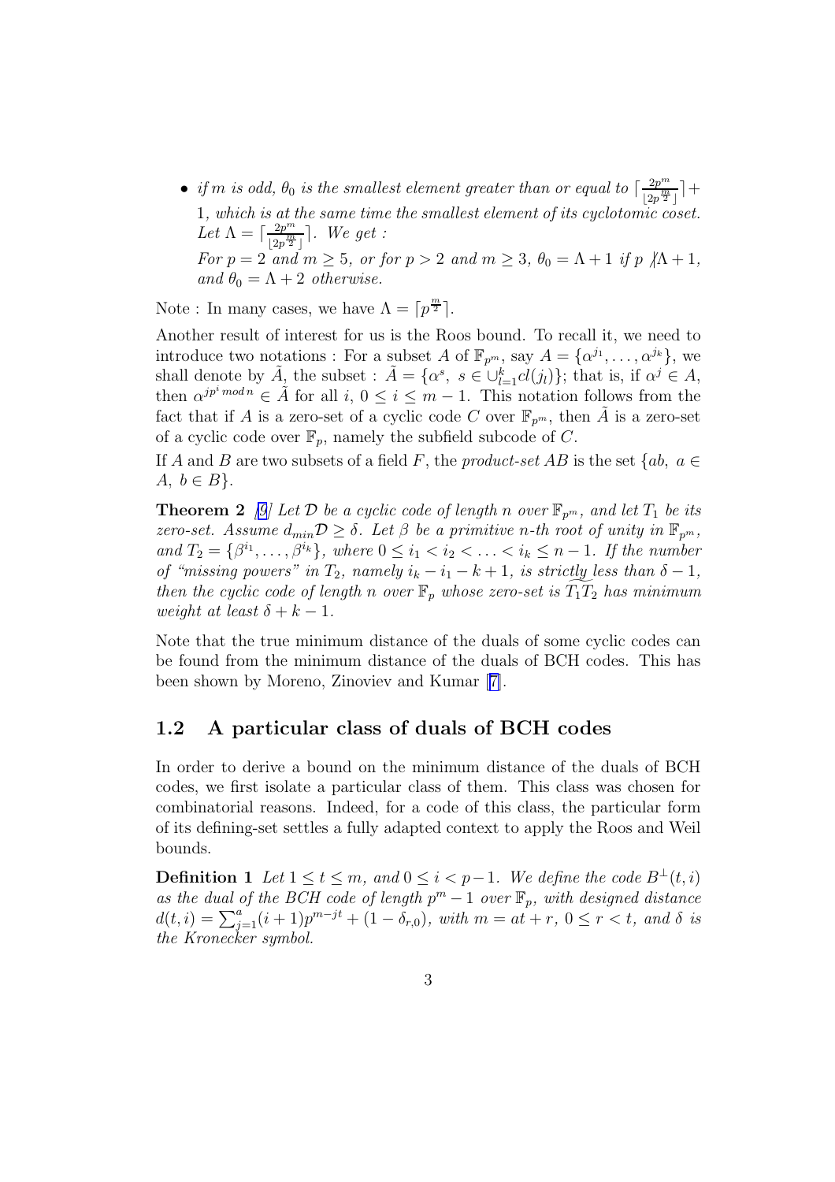- *if $m$ is odd, $\theta_0$ is the smallest element greater than or equal to $\lceil \frac{2p^m}{\lfloor 2p^{\frac{m}{2}} \rfloor} \rceil + 1$, which is at the same time the smallest element of its cyclotomic coset. Let $\Lambda = \lceil \frac{2p^m}{\lfloor 2p^{\frac{m}{2}} \rfloor} \rceil$. We get :*
  *For $p = 2$ and $m \geq 5$, or for $p > 2$ and $m \geq 3$, $\theta_0 = \Lambda + 1$ if $p \not| \Lambda + 1$, and $\theta_0 = \Lambda + 2$ otherwise.*

Note : In many cases, we have $\Lambda = \lceil p^{\frac{m}{2}} \rceil$.

Another result of interest for us is the Roos bound. To recall it, we need to introduce two notations : For a subset $A$ of $\mathbb{F}_{p^m}$, say $A = \{\alpha^{j_1}, \ldots, \alpha^{j_k}\}$, we shall denote by $\tilde{A}$, the subset : $\tilde{A} = \{\alpha^s,\ s \in \cup_{l=1}^{k} cl(j_l)\}$; that is, if $\alpha^j \in A$, then $\alpha^{jp^i \bmod n} \in \tilde{A}$ for all $i$, $0 \leq i \leq m-1$. This notation follows from the fact that if $A$ is a zero-set of a cyclic code $C$ over $\mathbb{F}_{p^m}$, then $\tilde{A}$ is a zero-set of a cyclic code over $\mathbb{F}_p$, namely the subfield subcode of $C$.

If $A$ and $B$ are two subsets of a field $F$, the *product-set* $AB$ is the set $\{ab,\ a \in A,\ b \in B\}$.

**Theorem 2** *[9] Let $\mathcal{D}$ be a cyclic code of length $n$ over $\mathbb{F}_{p^m}$, and let $T_1$ be its zero-set. Assume $d_{min}\mathcal{D} \geq \delta$. Let $\beta$ be a primitive $n$-th root of unity in $\mathbb{F}_{p^m}$, and $T_2 = \{\beta^{i_1}, \ldots, \beta^{i_k}\}$, where $0 \leq i_1 < i_2 < \ldots < i_k \leq n-1$. If the number of "missing powers" in $T_2$, namely $i_k - i_1 - k + 1$, is strictly less than $\delta - 1$, then the cyclic code of length $n$ over $\mathbb{F}_p$ whose zero-set is $\widetilde{T_1 T_2}$ has minimum weight at least $\delta + k - 1$.*

Note that the true minimum distance of the duals of some cyclic codes can be found from the minimum distance of the duals of BCH codes. This has been shown by Moreno, Zinoviev and Kumar [7].

## 1.2 A particular class of duals of BCH codes

In order to derive a bound on the minimum distance of the duals of BCH codes, we first isolate a particular class of them. This class was chosen for combinatorial reasons. Indeed, for a code of this class, the particular form of its defining-set settles a fully adapted context to apply the Roos and Weil bounds.

**Definition 1** *Let $1 \leq t \leq m$, and $0 \leq i < p-1$. We define the code $B^{\perp}(t, i)$ as the dual of the BCH code of length $p^m - 1$ over $\mathbb{F}_p$, with designed distance $d(t, i) = \sum_{j=1}^{a} (i+1)p^{m-jt} + (1 - \delta_{r,0})$, with $m = at + r$, $0 \leq r < t$, and $\delta$ is the Kronecker symbol.*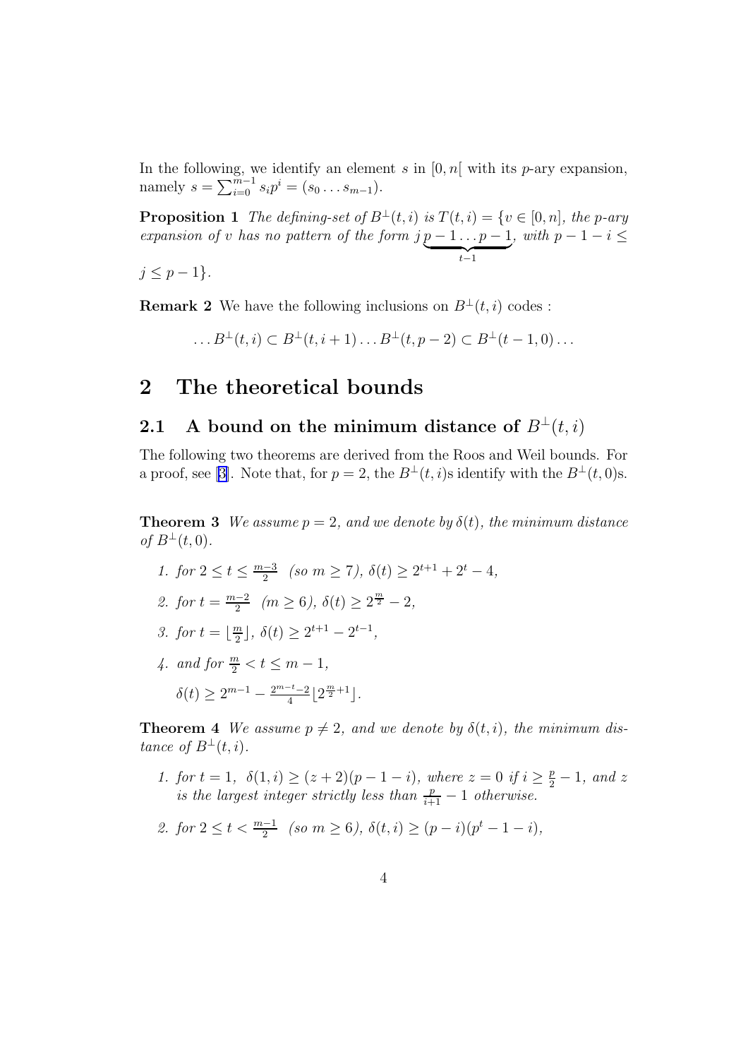In the following, we identify an element $s$ in $[0, n[$ with its $p$-ary expansion, namely $s = \sum_{i=0}^{m-1} s_i p^i = (s_0 \dots s_{m-1})$.

**Proposition 1** *The defining-set of $B^{\perp}(t,i)$ is $T(t,i) = \{v \in [0,n]$, the $p$-ary expansion of $v$ has no pattern of the form $j\underbrace{p-1\dots p-1}_{t-1}$, with $p-1-i \leq j \leq p-1\}$.*

**Remark 2** We have the following inclusions on $B^{\perp}(t,i)$ codes :

$$\dots B^{\perp}(t,i) \subset B^{\perp}(t,i+1) \dots B^{\perp}(t,p-2) \subset B^{\perp}(t-1,0) \dots$$

# 2 The theoretical bounds

## 2.1 A bound on the minimum distance of $B^{\perp}(t,i)$

The following two theorems are derived from the Roos and Weil bounds. For a proof, see [3]. Note that, for $p = 2$, the $B^{\perp}(t,i)$s identify with the $B^{\perp}(t,0)$s.

**Theorem 3** *We assume $p = 2$, and we denote by $\delta(t)$, the minimum distance of $B^{\perp}(t,0)$.*

1. *for $2 \leq t \leq \frac{m-3}{2}$ (so $m \geq 7$), $\delta(t) \geq 2^{t+1} + 2^t - 4$,*
2. *for $t = \frac{m-2}{2}$ ($m \geq 6$), $\delta(t) \geq 2^{\frac{m}{2}} - 2$,*
3. *for $t = \lfloor \frac{m}{2} \rfloor$, $\delta(t) \geq 2^{t+1} - 2^{t-1}$,*
4. *and for $\frac{m}{2} < t \leq m-1$,*

   $\delta(t) \geq 2^{m-1} - \frac{2^{m-t-2}}{4} \lfloor 2^{\frac{m}{2}+1} \rfloor$.

**Theorem 4** *We assume $p \neq 2$, and we denote by $\delta(t,i)$, the minimum distance of $B^{\perp}(t,i)$.*

1. *for $t = 1$, $\delta(1,i) \geq (z+2)(p-1-i)$, where $z = 0$ if $i \geq \frac{p}{2} - 1$, and $z$ is the largest integer strictly less than $\frac{p}{i+1} - 1$ otherwise.*
2. *for $2 \leq t < \frac{m-1}{2}$ (so $m \geq 6$), $\delta(t,i) \geq (p-i)(p^t - 1 - i)$,*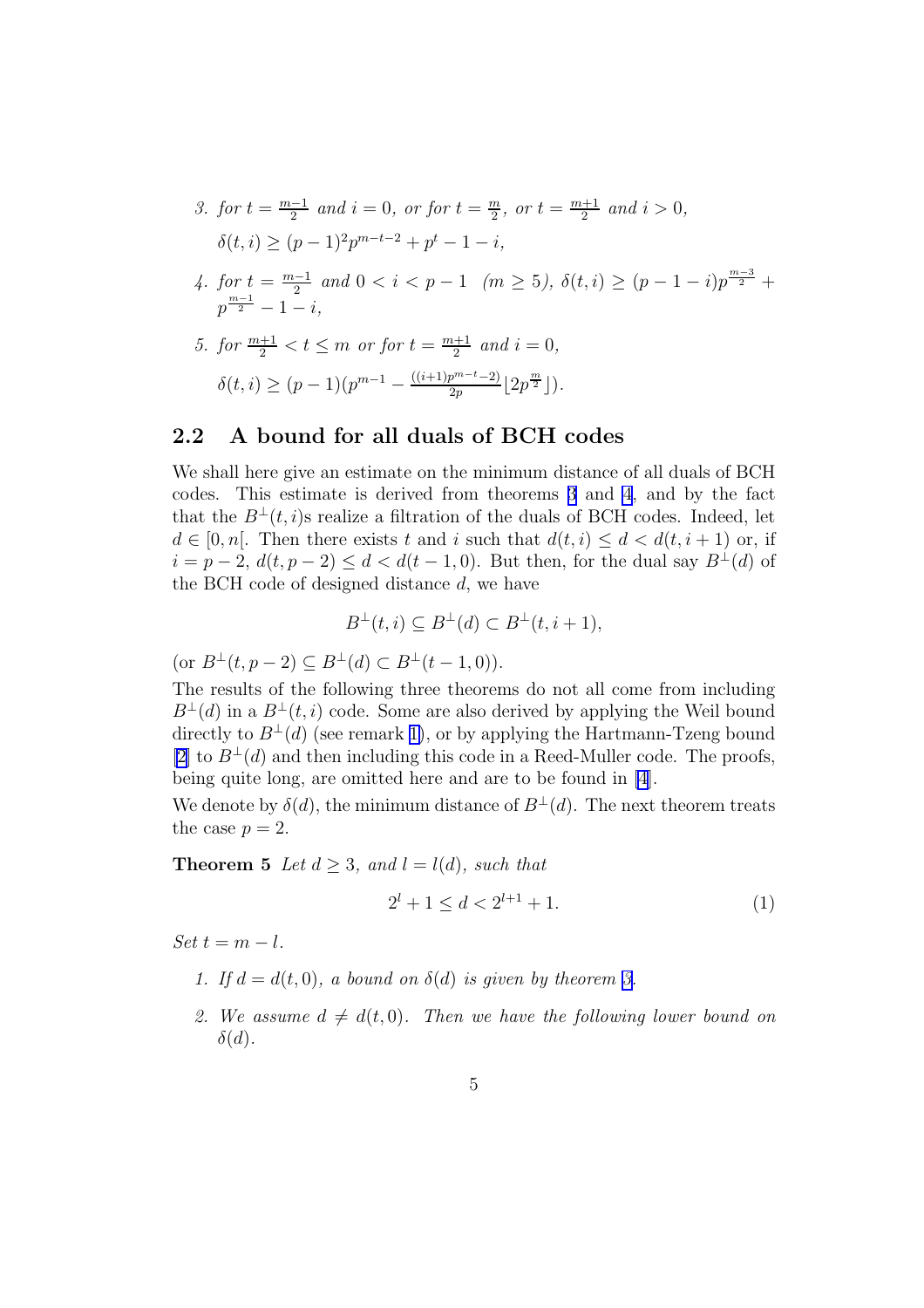3. for $t = \frac{m-1}{2}$ and $i = 0$, or for $t = \frac{m}{2}$, or $t = \frac{m+1}{2}$ and $i > 0$,

   $\delta(t, i) \geq (p-1)^2 p^{m-t-2} + p^t - 1 - i$,

4. for $t = \frac{m-1}{2}$ and $0 < i < p - 1$ $(m \geq 5)$, $\delta(t, i) \geq (p - 1 - i)p^{\frac{m-3}{2}} + p^{\frac{m-1}{2}} - 1 - i$,

5. for $\frac{m+1}{2} < t \leq m$ or for $t = \frac{m+1}{2}$ and $i = 0$,

   $\delta(t, i) \geq (p-1)(p^{m-1} - \frac{((i+1)p^{m-t}-2)}{2p} \lfloor 2p^{\frac{m}{2}} \rfloor)$.

## 2.2 A bound for all duals of BCH codes

We shall here give an estimate on the minimum distance of all duals of BCH codes. This estimate is derived from theorems 3 and 4, and by the fact that the $B^\perp(t, i)$s realize a filtration of the duals of BCH codes. Indeed, let $d \in [0, n[$. Then there exists $t$ and $i$ such that $d(t, i) \leq d < d(t, i + 1)$ or, if $i = p - 2$, $d(t, p - 2) \leq d < d(t - 1, 0)$. But then, for the dual say $B^\perp(d)$ of the BCH code of designed distance $d$, we have

$$B^\perp(t, i) \subseteq B^\perp(d) \subset B^\perp(t, i + 1),$$

(or $B^\perp(t, p - 2) \subseteq B^\perp(d) \subset B^\perp(t - 1, 0)$).

The results of the following three theorems do not all come from including $B^\perp(d)$ in a $B^\perp(t, i)$ code. Some are also derived by applying the Weil bound directly to $B^\perp(d)$ (see remark 1), or by applying the Hartmann-Tzeng bound [2] to $B^\perp(d)$ and then including this code in a Reed-Muller code. The proofs, being quite long, are omitted here and are to be found in [4].

We denote by $\delta(d)$, the minimum distance of $B^\perp(d)$. The next theorem treats the case $p = 2$.

**Theorem 5** *Let $d \geq 3$, and $l = l(d)$, such that*

$$2^l + 1 \leq d < 2^{l+1} + 1. \tag{1}$$

*Set $t = m - l$.*

1. *If $d = d(t, 0)$, a bound on $\delta(d)$ is given by theorem 3.*

2. *We assume $d \neq d(t, 0)$. Then we have the following lower bound on $\delta(d)$.*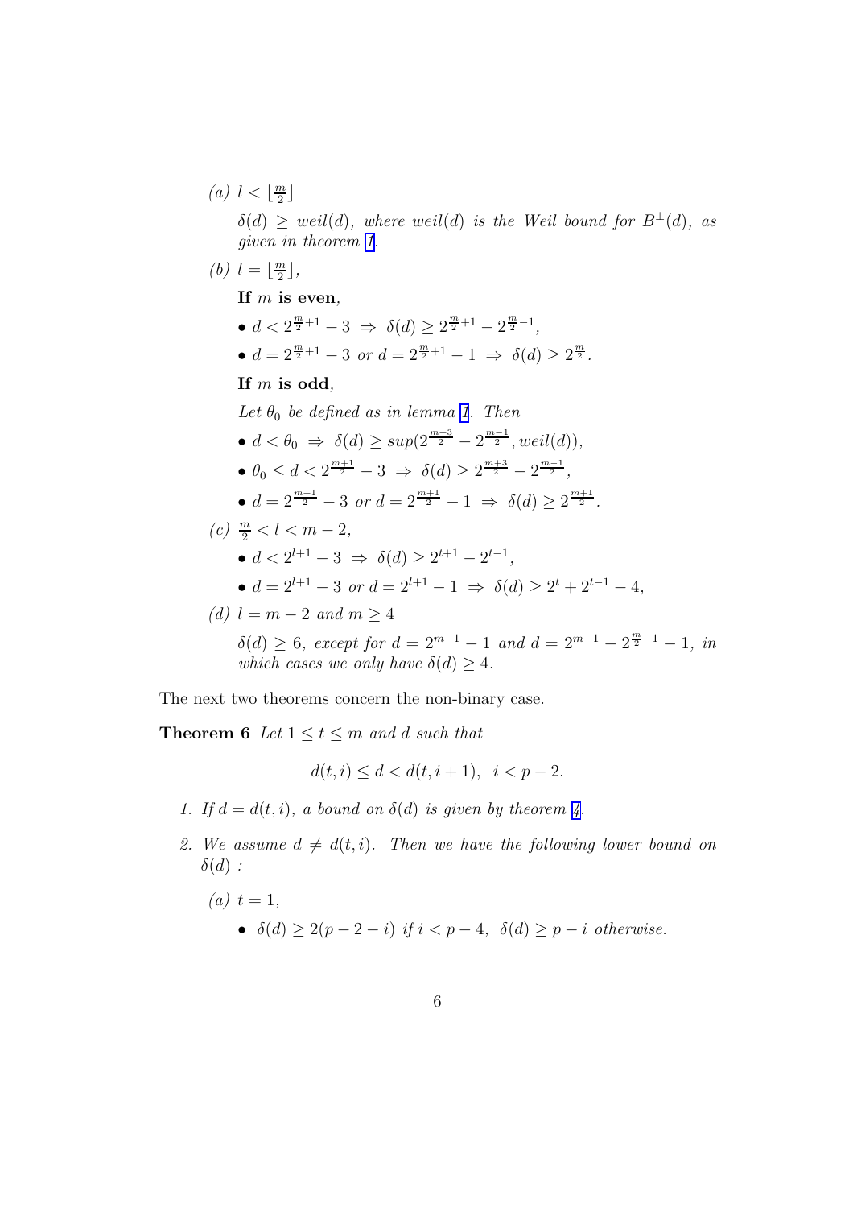(a) $l < \lfloor \frac{m}{2} \rfloor$

*$\delta(d) \geq weil(d)$, where $weil(d)$ is the Weil bound for $B^{\perp}(d)$, as given in theorem 1.*

(b) $l = \lfloor \frac{m}{2} \rfloor$,

**If $m$ is even**,

- $d < 2^{\frac{m}{2}+1} - 3 \Rightarrow \delta(d) \geq 2^{\frac{m}{2}+1} - 2^{\frac{m}{2}-1}$,
- $d = 2^{\frac{m}{2}+1} - 3$ *or* $d = 2^{\frac{m}{2}+1} - 1 \Rightarrow \delta(d) \geq 2^{\frac{m}{2}}$.

**If $m$ is odd**,

*Let $\theta_0$ be defined as in lemma 1. Then*

- $d < \theta_0 \Rightarrow \delta(d) \geq sup(2^{\frac{m+3}{2}} - 2^{\frac{m-1}{2}}, weil(d))$,
- $\theta_0 \leq d < 2^{\frac{m+1}{2}} - 3 \Rightarrow \delta(d) \geq 2^{\frac{m+3}{2}} - 2^{\frac{m-1}{2}}$,
- $d = 2^{\frac{m+1}{2}} - 3$ *or* $d = 2^{\frac{m+1}{2}} - 1 \Rightarrow \delta(d) \geq 2^{\frac{m+1}{2}}$.

(c) $\frac{m}{2} < l < m - 2$,

- $d < 2^{l+1} - 3 \Rightarrow \delta(d) \geq 2^{t+1} - 2^{t-1}$,
- $d = 2^{l+1} - 3$ *or* $d = 2^{l+1} - 1 \Rightarrow \delta(d) \geq 2^t + 2^{t-1} - 4$,

(d) $l = m - 2$ *and* $m \geq 4$

*$\delta(d) \geq 6$, except for $d = 2^{m-1} - 1$ and $d = 2^{m-1} - 2^{\frac{m}{2}-1} - 1$, in which cases we only have $\delta(d) \geq 4$.*

The next two theorems concern the non-binary case.

**Theorem 6** *Let $1 \leq t \leq m$ and $d$ such that*

$$d(t, i) \leq d < d(t, i + 1), \quad i < p - 2.$$

1. *If $d = d(t, i)$, a bound on $\delta(d)$ is given by theorem 4.*
2. *We assume $d \neq d(t, i)$. Then we have the following lower bound on $\delta(d)$ :*

   (a) $t = 1$,

   - $\delta(d) \geq 2(p - 2 - i)$ *if* $i < p - 4$, $\delta(d) \geq p - i$ *otherwise.*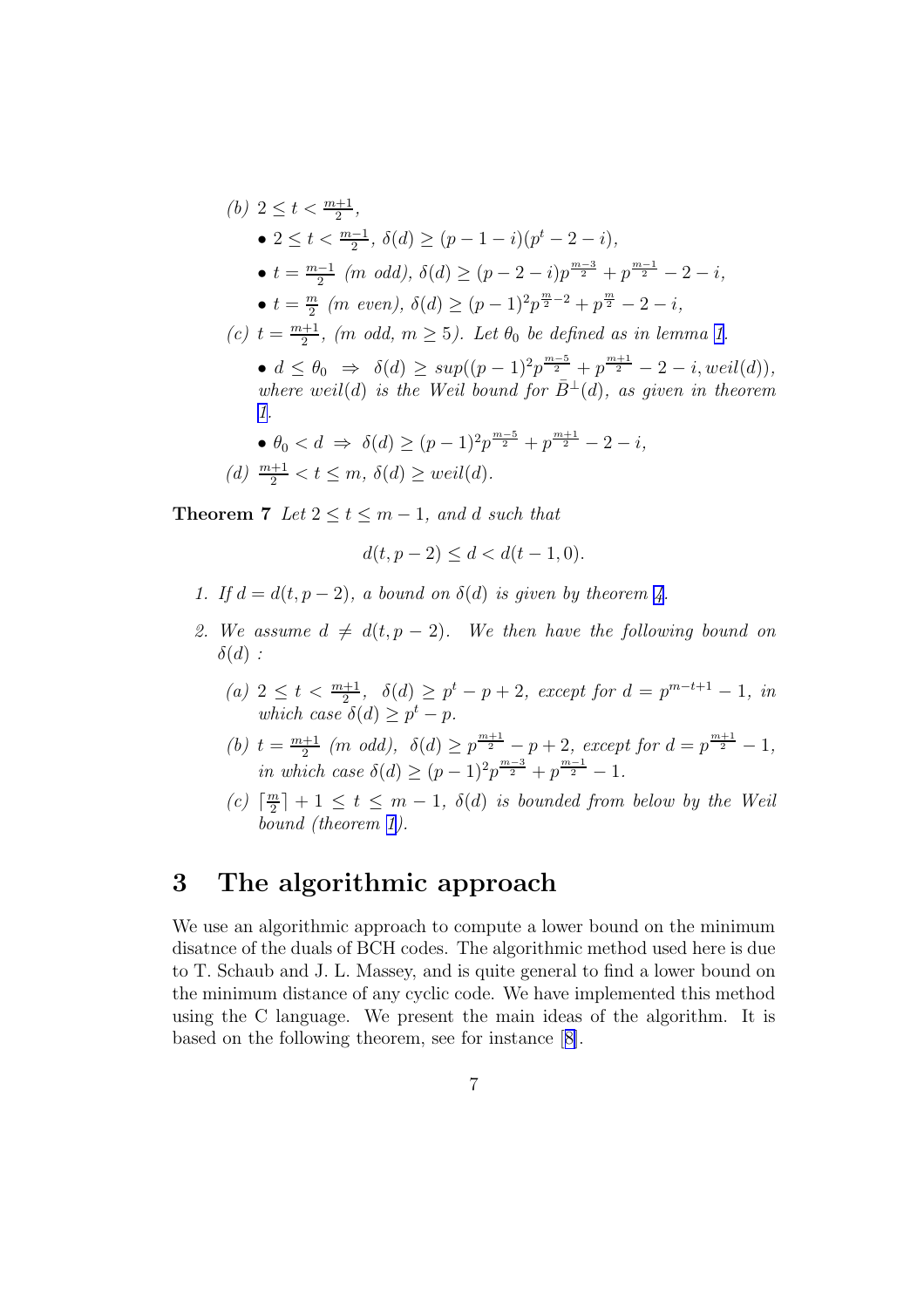(b) $2 \le t < \frac{m+1}{2}$,

- $2 \le t < \frac{m-1}{2}$, $\delta(d) \ge (p-1-i)(p^t - 2 - i)$,
- $t = \frac{m-1}{2}$ (*m odd*), $\delta(d) \ge (p-2-i)p^{\frac{m-3}{2}} + p^{\frac{m-1}{2}} - 2 - i$,
- $t = \frac{m}{2}$ (*m even*), $\delta(d) \ge (p-1)^2 p^{\frac{m}{2}-2} + p^{\frac{m}{2}} - 2 - i$,

(c) $t = \frac{m+1}{2}$, (*m odd*, $m \ge 5$). *Let* $\theta_0$ *be defined as in lemma 1.*

- $d \le \theta_0 \;\Rightarrow\; \delta(d) \ge sup((p-1)^2 p^{\frac{m-5}{2}} + p^{\frac{m+1}{2}} - 2 - i, weil(d))$, *where* $weil(d)$ *is the Weil bound for* $\bar{B}^{\perp}(d)$, *as given in theorem 1.*
- $\theta_0 < d \;\Rightarrow\; \delta(d) \ge (p-1)^2 p^{\frac{m-5}{2}} + p^{\frac{m+1}{2}} - 2 - i$,

(d) $\frac{m+1}{2} < t \le m$, $\delta(d) \ge weil(d)$.

**Theorem 7** *Let* $2 \le t \le m-1$, *and* $d$ *such that*

$$d(t, p-2) \le d < d(t-1, 0).$$

1. *If* $d = d(t, p-2)$, *a bound on* $\delta(d)$ *is given by theorem 4.*
2. *We assume* $d \ne d(t, p-2)$. *We then have the following bound on* $\delta(d)$ *:*

   (a) $2 \le t < \frac{m+1}{2}$, $\delta(d) \ge p^t - p + 2$, *except for* $d = p^{m-t+1} - 1$, *in which case* $\delta(d) \ge p^t - p$.

   (b) $t = \frac{m+1}{2}$ (*m odd*), $\delta(d) \ge p^{\frac{m+1}{2}} - p + 2$, *except for* $d = p^{\frac{m+1}{2}} - 1$, *in which case* $\delta(d) \ge (p-1)^2 p^{\frac{m-3}{2}} + p^{\frac{m-1}{2}} - 1$.

   (c) $\lceil \frac{m}{2} \rceil + 1 \le t \le m-1$, $\delta(d)$ *is bounded from below by the Weil bound (theorem 1).*

# 3 The algorithmic approach

We use an algorithmic approach to compute a lower bound on the minimum disatnce of the duals of BCH codes. The algorithmic method used here is due to T. Schaub and J. L. Massey, and is quite general to find a lower bound on the minimum distance of any cyclic code. We have implemented this method using the C language. We present the main ideas of the algorithm. It is based on the following theorem, see for instance [8].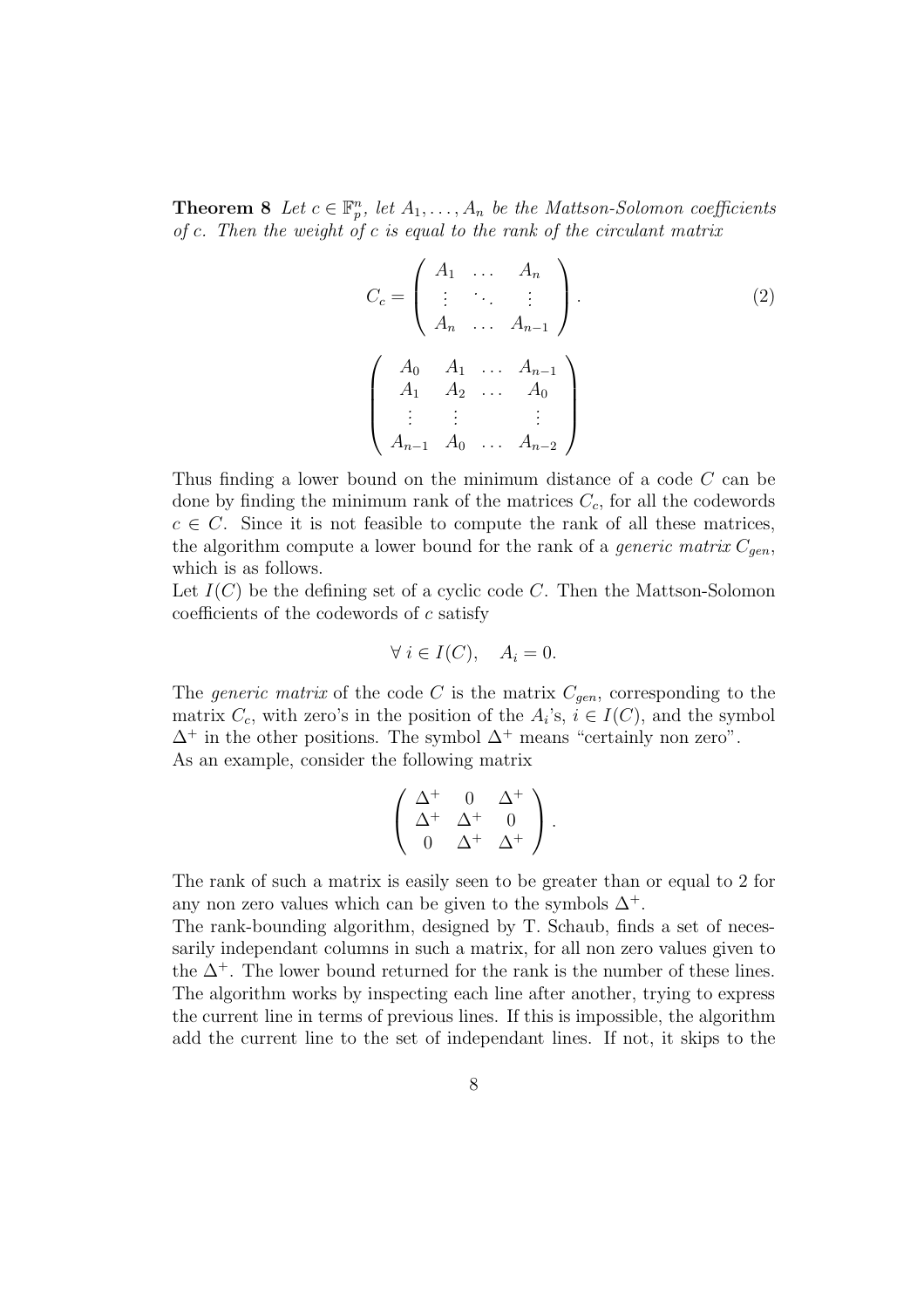**Theorem 8** *Let $c \in \mathbb{F}_p^n$, let $A_1, \ldots, A_n$ be the Mattson-Solomon coefficients of $c$. Then the weight of $c$ is equal to the rank of the circulant matrix*

$$C_c = \begin{pmatrix} A_1 & \ldots & A_n \\ \vdots & \ddots & \vdots \\ A_n & \ldots & A_{n-1} \end{pmatrix}. \tag{2}$$

$$\begin{pmatrix} A_0 & A_1 & \ldots & A_{n-1} \\ A_1 & A_2 & \ldots & A_0 \\ \vdots & \vdots & & \vdots \\ A_{n-1} & A_0 & \ldots & A_{n-2} \end{pmatrix}$$

Thus finding a lower bound on the minimum distance of a code $C$ can be done by finding the minimum rank of the matrices $C_c$, for all the codewords $c \in C$. Since it is not feasible to compute the rank of all these matrices, the algorithm compute a lower bound for the rank of a *generic matrix* $C_{gen}$, which is as follows.

Let $I(C)$ be the defining set of a cyclic code $C$. Then the Mattson-Solomon coefficients of the codewords of $c$ satisfy

$$\forall\ i \in I(C), \quad A_i = 0.$$

The *generic matrix* of the code $C$ is the matrix $C_{gen}$, corresponding to the matrix $C_c$, with zero's in the position of the $A_i$'s, $i \in I(C)$, and the symbol $\Delta^+$ in the other positions. The symbol $\Delta^+$ means "certainly non zero".
As an example, consider the following matrix

$$\begin{pmatrix} \Delta^+ & 0 & \Delta^+ \\ \Delta^+ & \Delta^+ & 0 \\ 0 & \Delta^+ & \Delta^+ \end{pmatrix}.$$

The rank of such a matrix is easily seen to be greater than or equal to 2 for any non zero values which can be given to the symbols $\Delta^+$.

The rank-bounding algorithm, designed by T. Schaub, finds a set of necessarily independant columns in such a matrix, for all non zero values given to the $\Delta^+$. The lower bound returned for the rank is the number of these lines. The algorithm works by inspecting each line after another, trying to express the current line in terms of previous lines. If this is impossible, the algorithm add the current line to the set of independant lines. If not, it skips to the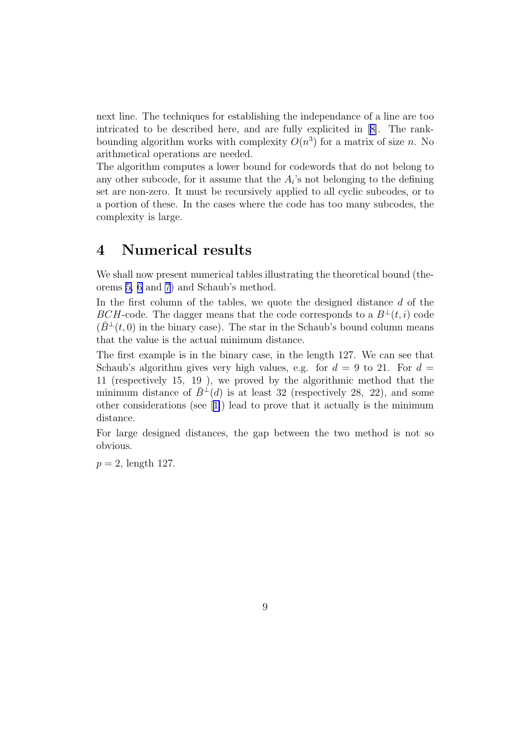next line. The techniques for establishing the independance of a line are too intricated to be described here, and are fully explicited in [8]. The rank-bounding algorithm works with complexity $O(n^3)$ for a matrix of size $n$. No arithmetical operations are needed.

The algorithm computes a lower bound for codewords that do not belong to any other subcode, for it assume that the $A_i$'s not belonging to the defining set are non-zero. It must be recursively applied to all cyclic subcodes, or to a portion of these. In the cases where the code has too many subcodes, the complexity is large.

# 4 Numerical results

We shall now present numerical tables illustrating the theoretical bound (theorems 5, 6 and 7) and Schaub's method.

In the first column of the tables, we quote the designed distance $d$ of the $BCH$-code. The dagger means that the code corresponds to a $B^{\perp}(t,i)$ code ($\bar{B}^{\perp}(t,0)$ in the binary case). The star in the Schaub's bound column means that the value is the actual minimum distance.

The first example is in the binary case, in the length 127. We can see that Schaub's algorithm gives very high values, e.g. for $d = 9$ to 21. For $d = 11$ (respectively 15, 19 ), we proved by the algorithmic method that the minimum distance of $\bar{B}^{\perp}(d)$ is at least 32 (respectively 28, 22), and some other considerations (see [1]) lead to prove that it actually is the minimum distance.

For large designed distances, the gap between the two method is not so obvious.

$p = 2$, length 127.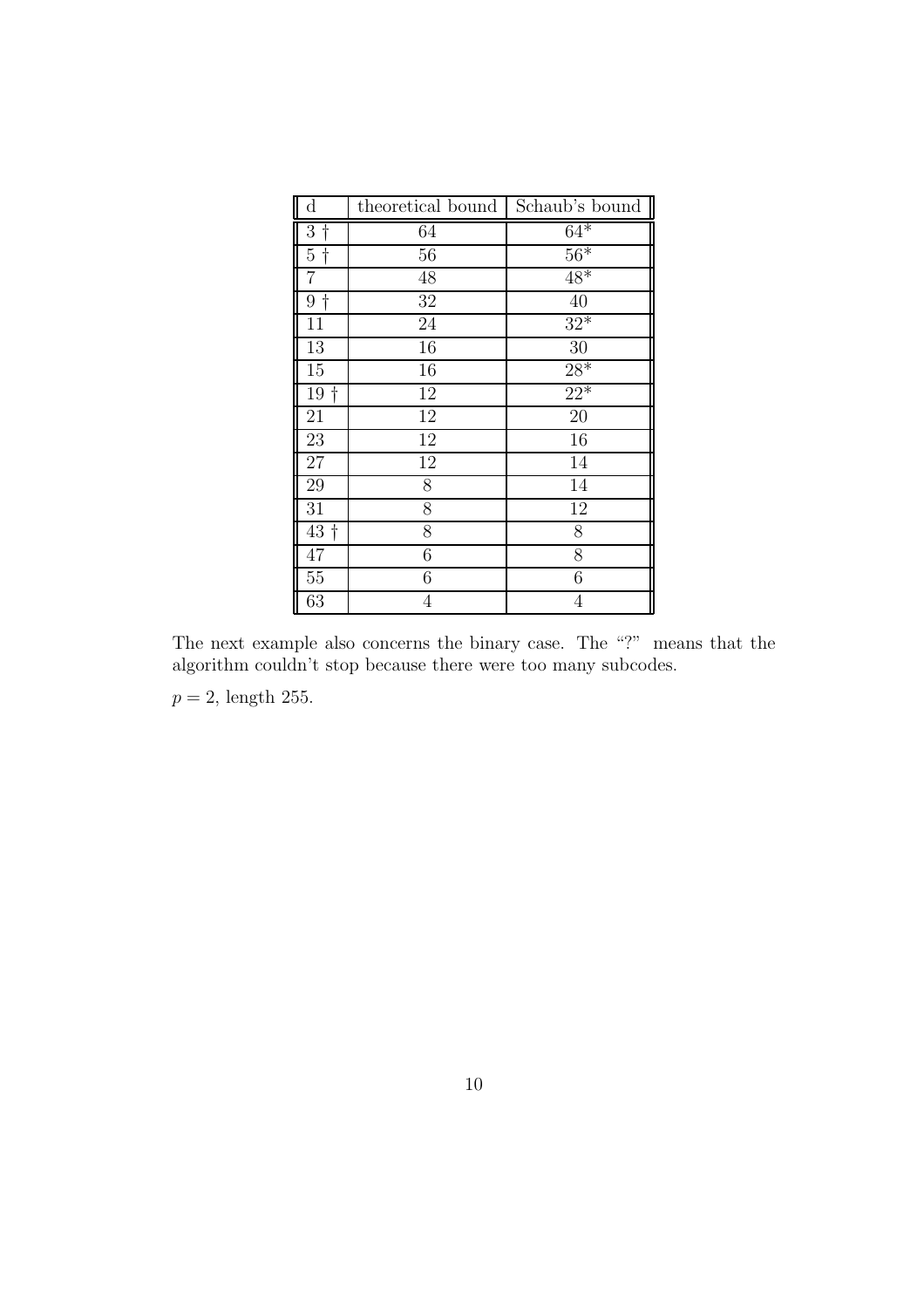| d | theoretical bound | Schaub's bound |
| --- | --- | --- |
| 3 † | 64 | 64* |
| 5 † | 56 | 56* |
| 7 | 48 | 48* |
| 9 † | 32 | 40 |
| 11 | 24 | 32* |
| 13 | 16 | 30 |
| 15 | 16 | 28* |
| 19 † | 12 | 22* |
| 21 | 12 | 20 |
| 23 | 12 | 16 |
| 27 | 12 | 14 |
| 29 | 8 | 14 |
| 31 | 8 | 12 |
| 43 † | 8 | 8 |
| 47 | 6 | 8 |
| 55 | 6 | 6 |
| 63 | 4 | 4 |

The next example also concerns the binary case. The "?" means that the algorithm couldn't stop because there were too many subcodes.

$p = 2$, length 255.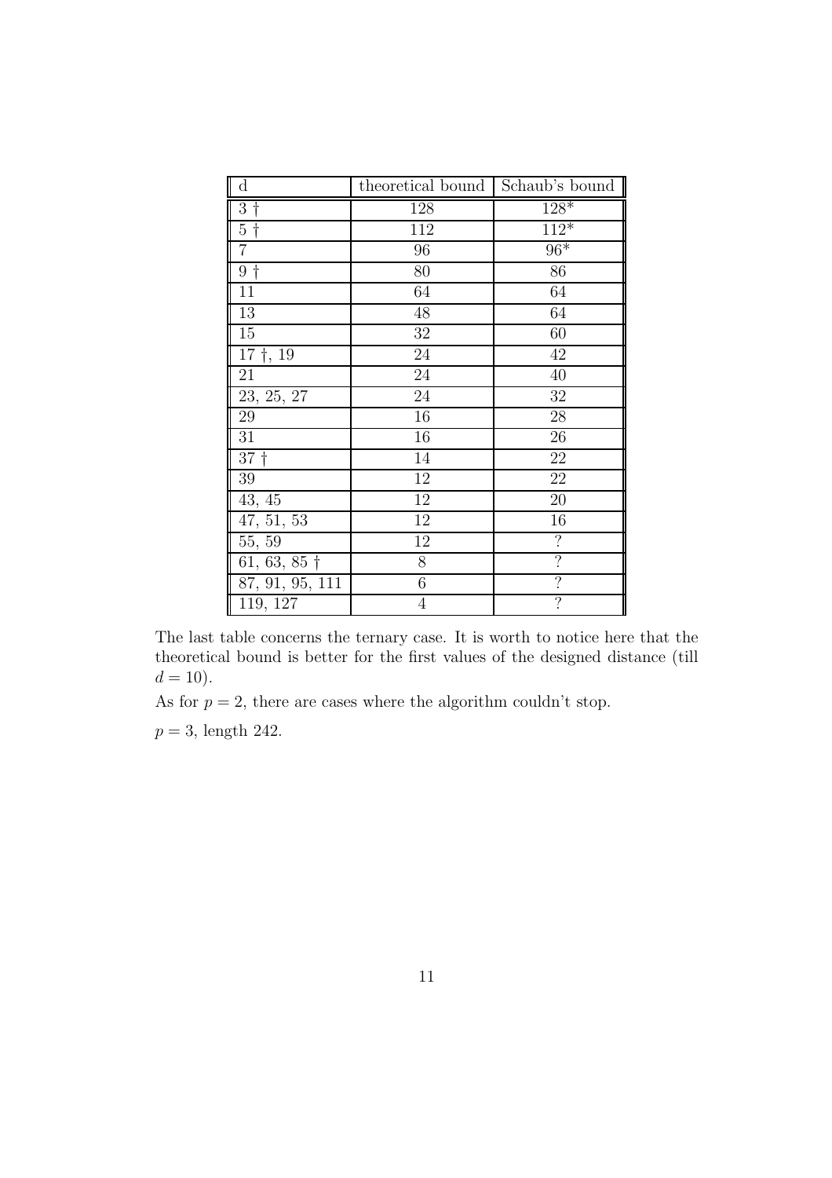| d | theoretical bound | Schaub's bound |
|---|---|---|
| 3 † | 128 | 128* |
| 5 † | 112 | 112* |
| 7 | 96 | 96* |
| 9 † | 80 | 86 |
| 11 | 64 | 64 |
| 13 | 48 | 64 |
| 15 | 32 | 60 |
| 17 †, 19 | 24 | 42 |
| 21 | 24 | 40 |
| 23, 25, 27 | 24 | 32 |
| 29 | 16 | 28 |
| 31 | 16 | 26 |
| 37 † | 14 | 22 |
| 39 | 12 | 22 |
| 43, 45 | 12 | 20 |
| 47, 51, 53 | 12 | 16 |
| 55, 59 | 12 | ? |
| 61, 63, 85 † | 8 | ? |
| 87, 91, 95, 111 | 6 | ? |
| 119, 127 | 4 | ? |

The last table concerns the ternary case. It is worth to notice here that the theoretical bound is better for the first values of the designed distance (till $d = 10$).

As for $p = 2$, there are cases where the algorithm couldn't stop.

$p = 3$, length 242.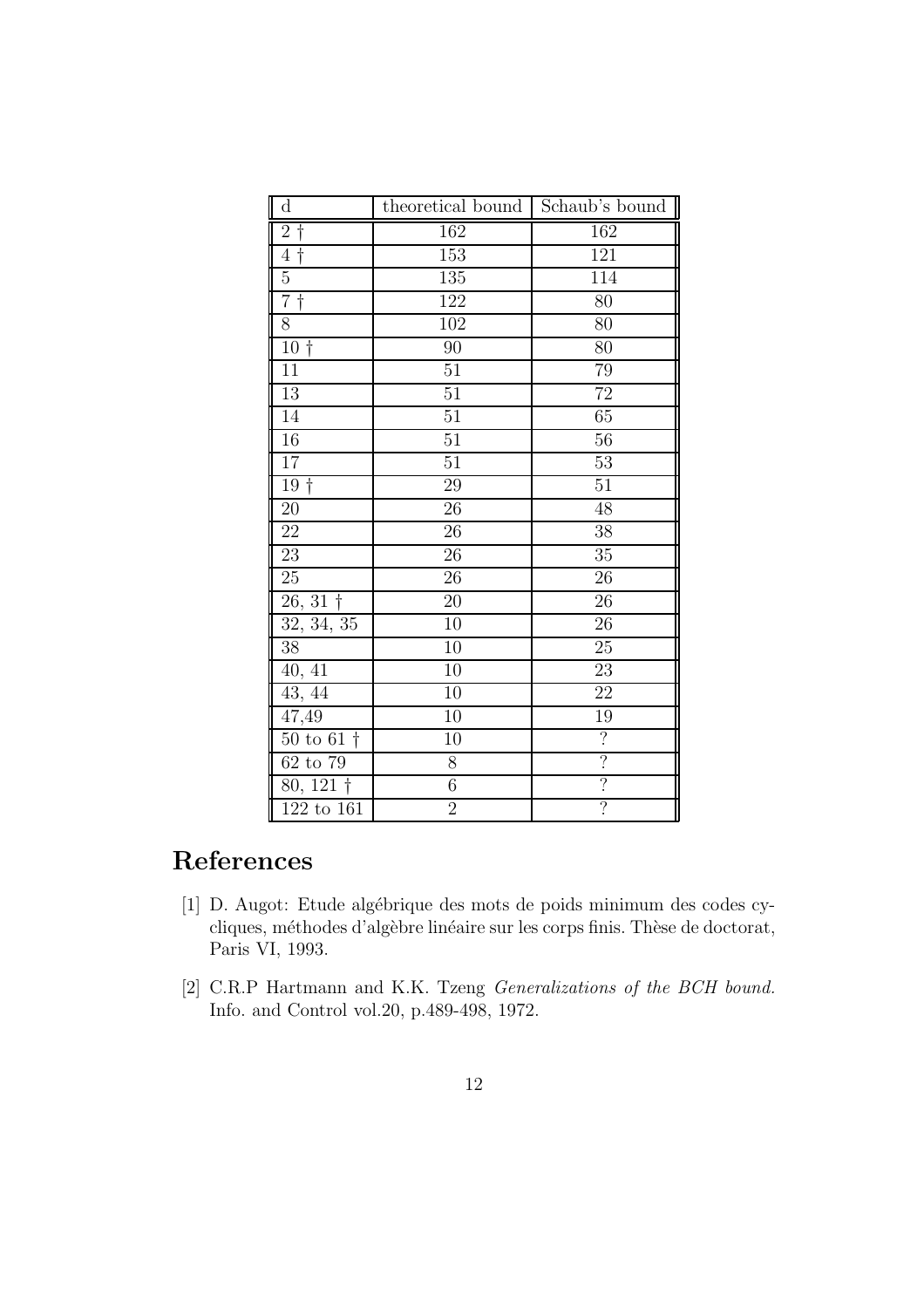| d | theoretical bound | Schaub's bound |
|---|---|---|
| 2 † | 162 | 162 |
| 4 † | 153 | 121 |
| 5 | 135 | 114 |
| 7 † | 122 | 80 |
| 8 | 102 | 80 |
| 10 † | 90 | 80 |
| 11 | 51 | 79 |
| 13 | 51 | 72 |
| 14 | 51 | 65 |
| 16 | 51 | 56 |
| 17 | 51 | 53 |
| 19 † | 29 | 51 |
| 20 | 26 | 48 |
| 22 | 26 | 38 |
| 23 | 26 | 35 |
| 25 | 26 | 26 |
| 26, 31 † | 20 | 26 |
| 32, 34, 35 | 10 | 26 |
| 38 | 10 | 25 |
| 40, 41 | 10 | 23 |
| 43, 44 | 10 | 22 |
| 47,49 | 10 | 19 |
| 50 to 61 † | 10 | ? |
| 62 to 79 | 8 | ? |
| 80, 121 † | 6 | ? |
| 122 to 161 | 2 | ? |

# References

[1] D. Augot: Etude algébrique des mots de poids minimum des codes cycliques, méthodes d'algèbre linéaire sur les corps finis. Thèse de doctorat, Paris VI, 1993.

[2] C.R.P Hartmann and K.K. Tzeng *Generalizations of the BCH bound.* Info. and Control vol.20, p.489-498, 1972.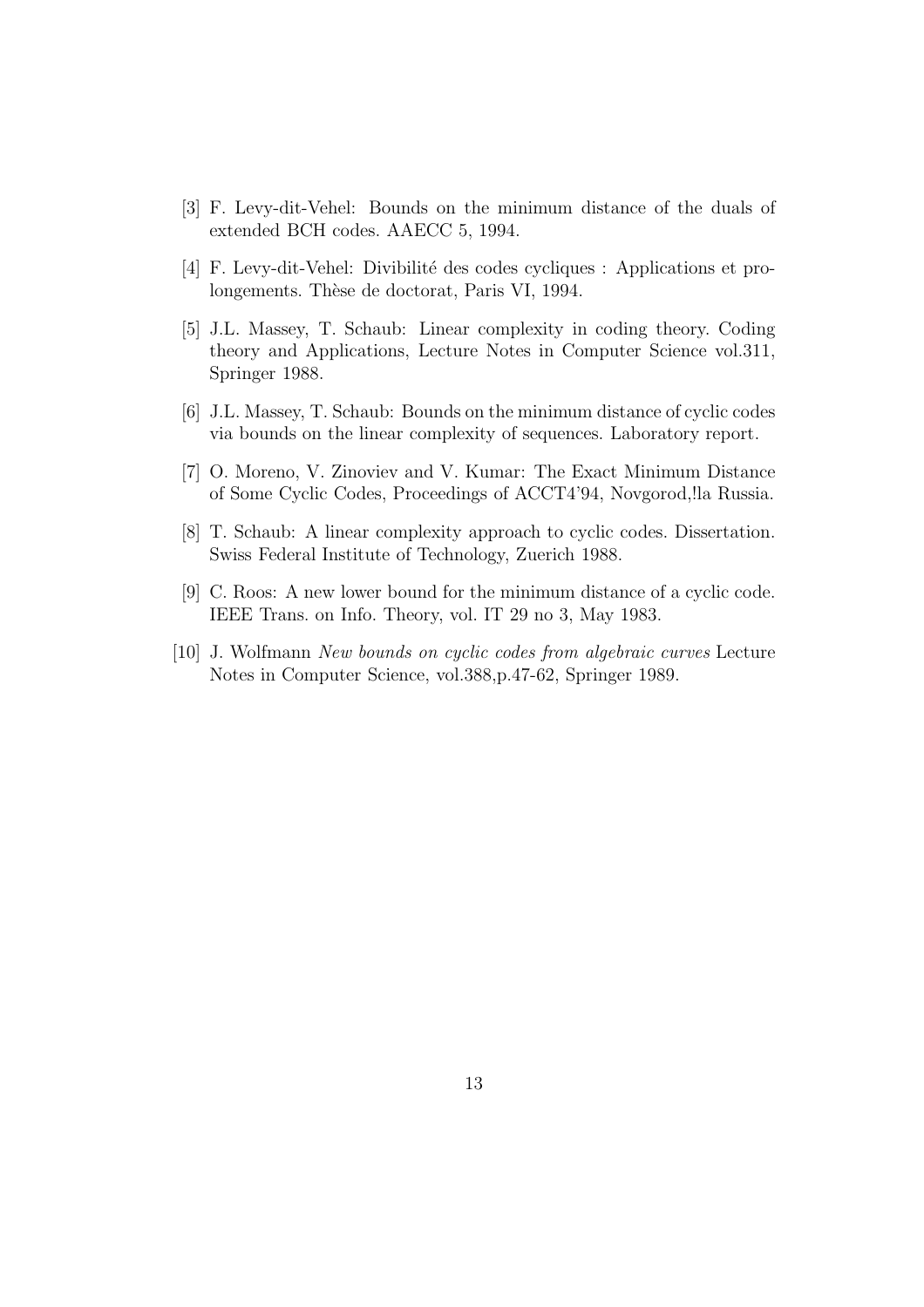[3] F. Levy-dit-Vehel: Bounds on the minimum distance of the duals of extended BCH codes. AAECC 5, 1994.

[4] F. Levy-dit-Vehel: Divibilité des codes cycliques : Applications et prolongements. Thèse de doctorat, Paris VI, 1994.

[5] J.L. Massey, T. Schaub: Linear complexity in coding theory. Coding theory and Applications, Lecture Notes in Computer Science vol.311, Springer 1988.

[6] J.L. Massey, T. Schaub: Bounds on the minimum distance of cyclic codes via bounds on the linear complexity of sequences. Laboratory report.

[7] O. Moreno, V. Zinoviev and V. Kumar: The Exact Minimum Distance of Some Cyclic Codes, Proceedings of ACCT4'94, Novgorod,!la Russia.

[8] T. Schaub: A linear complexity approach to cyclic codes. Dissertation. Swiss Federal Institute of Technology, Zuerich 1988.

[9] C. Roos: A new lower bound for the minimum distance of a cyclic code. IEEE Trans. on Info. Theory, vol. IT 29 no 3, May 1983.

[10] J. Wolfmann *New bounds on cyclic codes from algebraic curves* Lecture Notes in Computer Science, vol.388,p.47-62, Springer 1989.